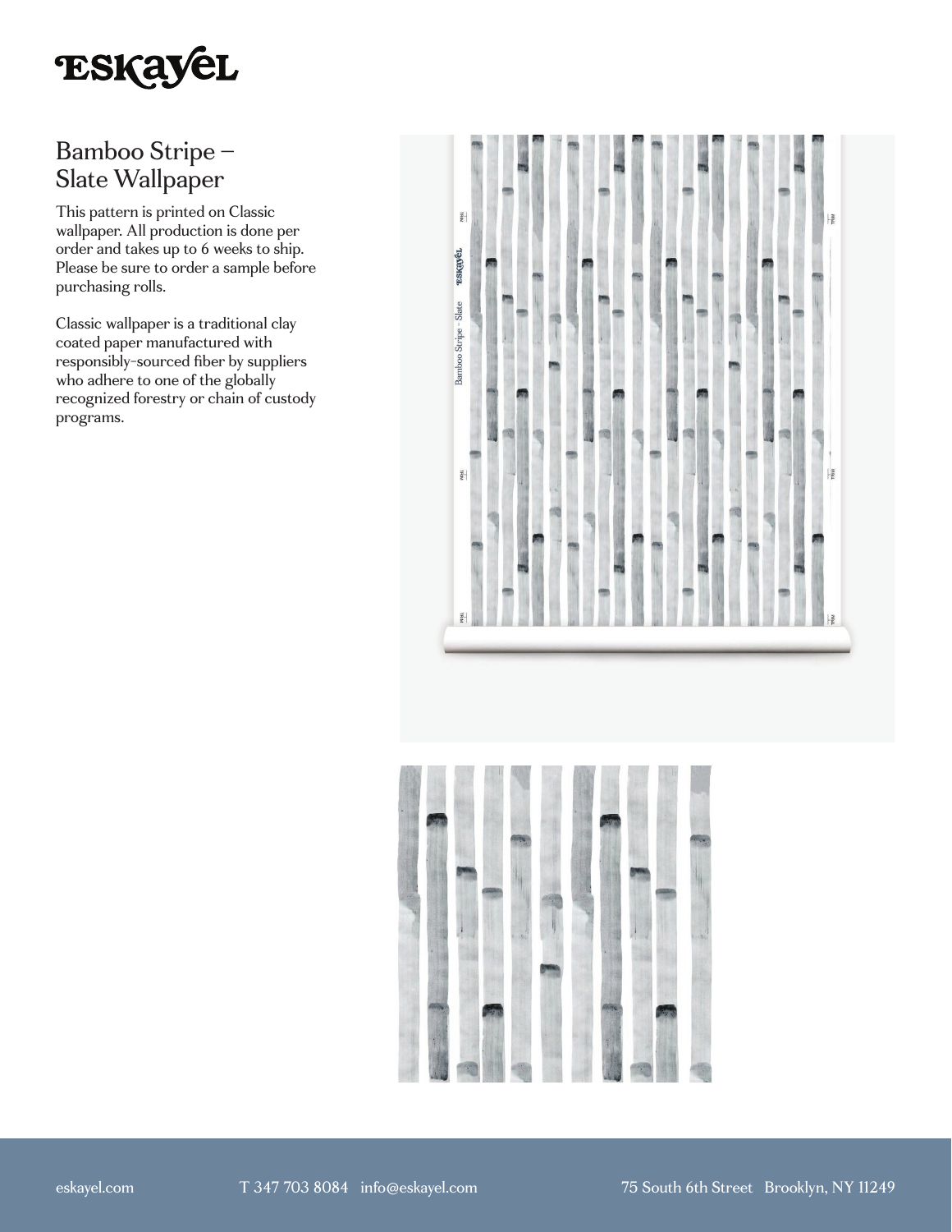# Eskayel

## Bamboo Stripe – Slate Wallpaper

This pattern is printed on Classic wallpaper. All production is done per order and takes up to 6 weeks to ship. Please be sure to order a sample before purchasing rolls.

Classic wallpaper is a traditional clay coated paper manufactured with responsibly-sourced fiber by suppliers who adhere to one of the globally recognized forestry or chain of custody programs.

eskayel.com T 347 703 8084 info@eskayel.com 75 South 6th Street Brooklyn, NY 11249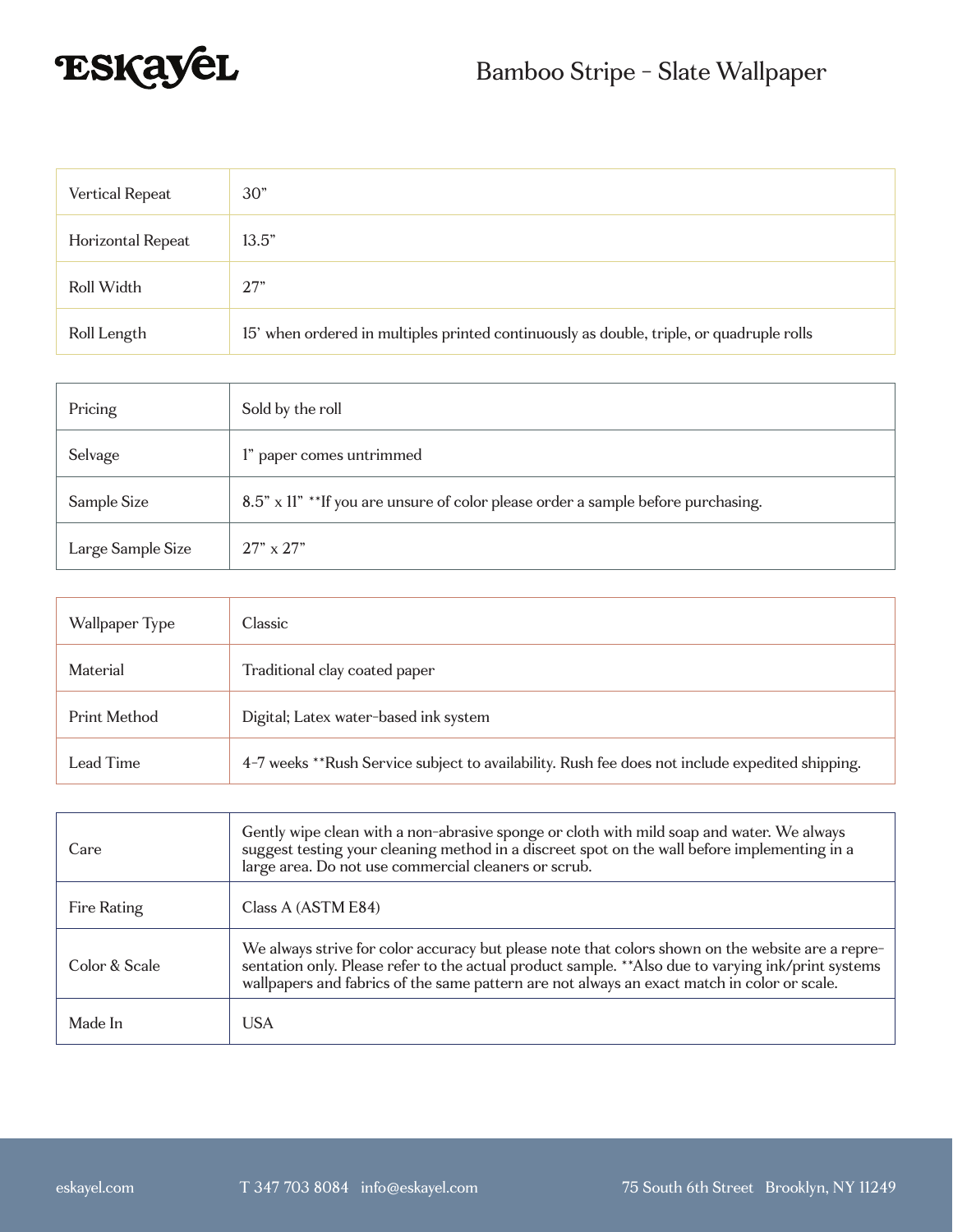# Bamboo Stripe - Slate Wallpaper

| | |
|---|---|
| Vertical Repeat | 30" |
| Horizontal Repeat | 13.5" |
| Roll Width | 27" |
| Roll Length | 15' when ordered in multiples printed continuously as double, triple, or quadruple rolls |

| | |
|---|---|
| Pricing | Sold by the roll |
| Selvage | 1" paper comes untrimmed |
| Sample Size | 8.5" x 11" **If you are unsure of color please order a sample before purchasing. |
| Large Sample Size | 27" x 27" |

| | |
|---|---|
| Wallpaper Type | Classic |
| Material | Traditional clay coated paper |
| Print Method | Digital; Latex water-based ink system |
| Lead Time | 4-7 weeks **Rush Service subject to availability. Rush fee does not include expedited shipping. |

| | |
|---|---|
| Care | Gently wipe clean with a non-abrasive sponge or cloth with mild soap and water. We always suggest testing your cleaning method in a discreet spot on the wall before implementing in a large area. Do not use commercial cleaners or scrub. |
| Fire Rating | Class A (ASTM E84) |
| Color & Scale | We always strive for color accuracy but please note that colors shown on the website are a representation only. Please refer to the actual product sample. **Also due to varying ink/print systems wallpapers and fabrics of the same pattern are not always an exact match in color or scale. |
| Made In | USA |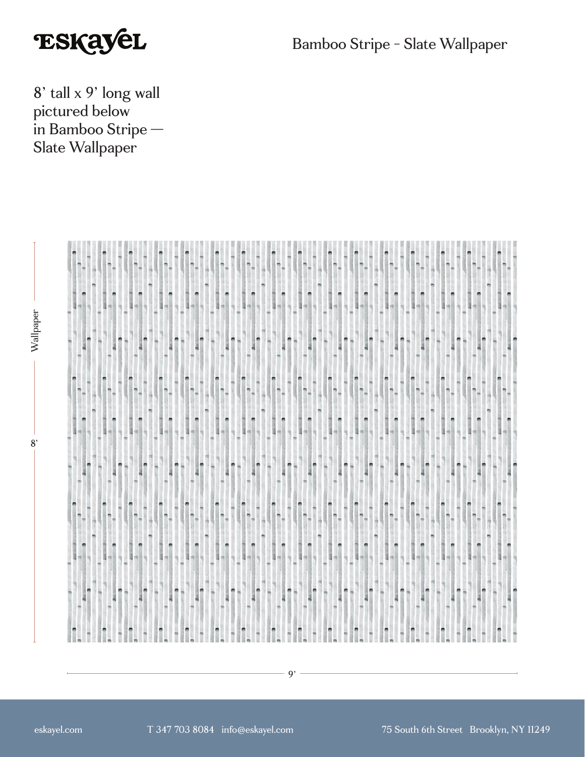# Bamboo Stripe - Slate Wallpaper

8' tall x 9' long wall pictured below in Bamboo Stripe — Slate Wallpaper

Wallpaper

8'

9'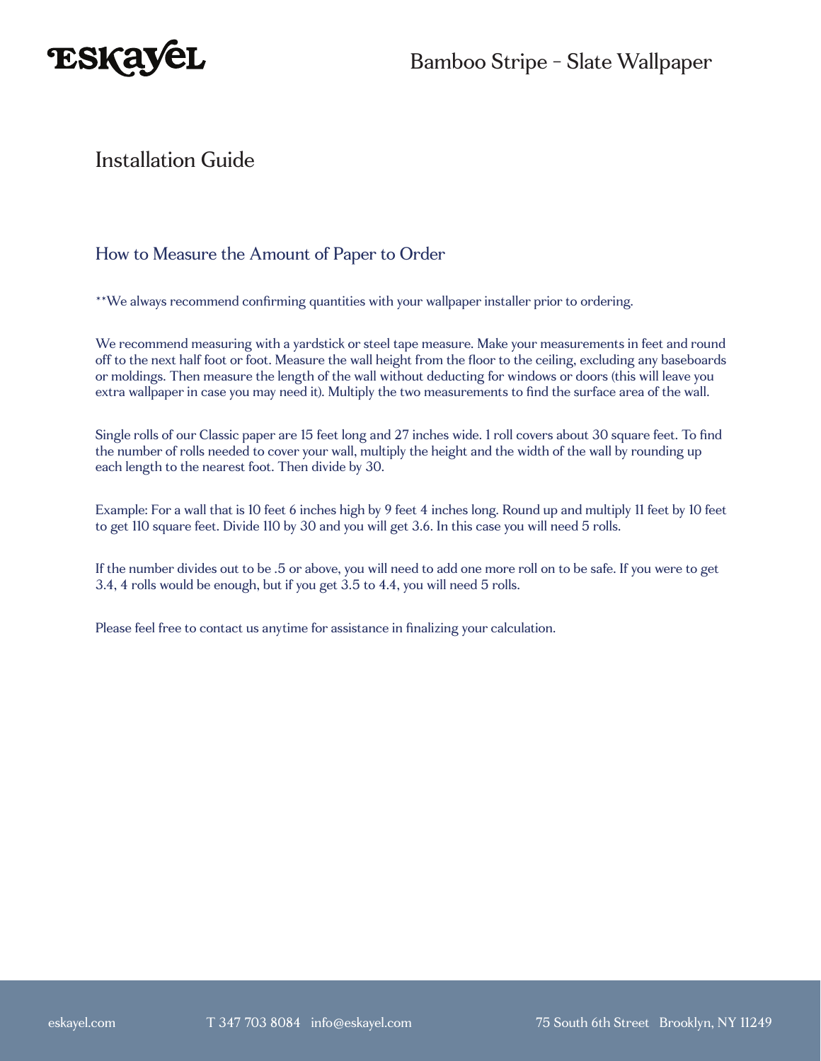# Installation Guide

## How to Measure the Amount of Paper to Order

**We always recommend confirming quantities with your wallpaper installer prior to ordering.

We recommend measuring with a yardstick or steel tape measure. Make your measurements in feet and round off to the next half foot or foot. Measure the wall height from the floor to the ceiling, excluding any baseboards or moldings. Then measure the length of the wall without deducting for windows or doors (this will leave you extra wallpaper in case you may need it). Multiply the two measurements to find the surface area of the wall.

Single rolls of our Classic paper are 15 feet long and 27 inches wide. 1 roll covers about 30 square feet. To find the number of rolls needed to cover your wall, multiply the height and the width of the wall by rounding up each length to the nearest foot. Then divide by 30.

Example: For a wall that is 10 feet 6 inches high by 9 feet 4 inches long. Round up and multiply 11 feet by 10 feet to get 110 square feet. Divide 110 by 30 and you will get 3.6. In this case you will need 5 rolls.

If the number divides out to be .5 or above, you will need to add one more roll on to be safe. If you were to get 3.4, 4 rolls would be enough, but if you get 3.5 to 4.4, you will need 5 rolls.

Please feel free to contact us anytime for assistance in finalizing your calculation.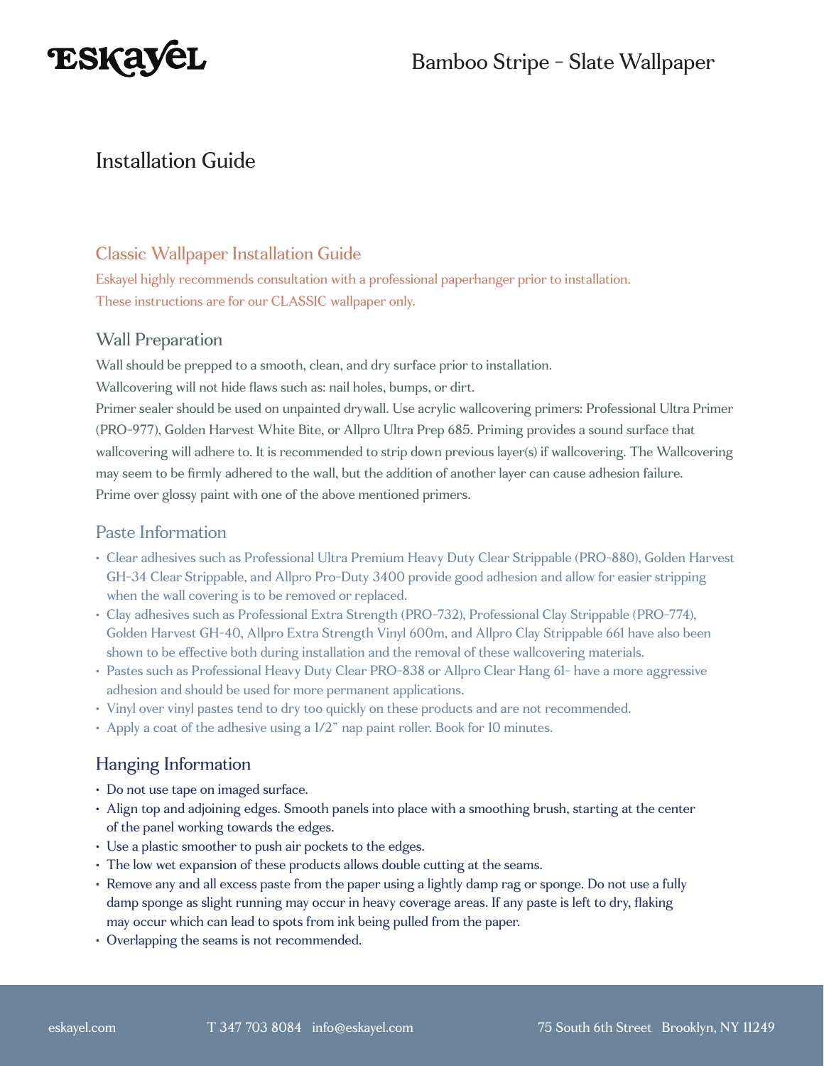# Bamboo Stripe - Slate Wallpaper

## Installation Guide

### Classic Wallpaper Installation Guide

Eskayel highly recommends consultation with a professional paperhanger prior to installation.
These instructions are for our CLASSIC wallpaper only.

### Wall Preparation

Wall should be prepped to a smooth, clean, and dry surface prior to installation.
Wallcovering will not hide flaws such as: nail holes, bumps, or dirt.
Primer sealer should be used on unpainted drywall. Use acrylic wallcovering primers: Professional Ultra Primer (PRO-977), Golden Harvest White Bite, or Allpro Ultra Prep 685. Priming provides a sound surface that wallcovering will adhere to. It is recommended to strip down previous layer(s) if wallcovering. The Wallcovering may seem to be firmly adhered to the wall, but the addition of another layer can cause adhesion failure.
Prime over glossy paint with one of the above mentioned primers.

### Paste Information

- Clear adhesives such as Professional Ultra Premium Heavy Duty Clear Strippable (PRO-880), Golden Harvest GH-34 Clear Strippable, and Allpro Pro-Duty 3400 provide good adhesion and allow for easier stripping when the wall covering is to be removed or replaced.
- Clay adhesives such as Professional Extra Strength (PRO-732), Professional Clay Strippable (PRO-774), Golden Harvest GH-40, Allpro Extra Strength Vinyl 600m, and Allpro Clay Strippable 661 have also been shown to be effective both during installation and the removal of these wallcovering materials.
- Pastes such as Professional Heavy Duty Clear PRO-838 or Allpro Clear Hang 61- have a more aggressive adhesion and should be used for more permanent applications.
- Vinyl over vinyl pastes tend to dry too quickly on these products and are not recommended.
- Apply a coat of the adhesive using a 1/2" nap paint roller. Book for 10 minutes.

### Hanging Information

- Do not use tape on imaged surface.
- Align top and adjoining edges. Smooth panels into place with a smoothing brush, starting at the center of the panel working towards the edges.
- Use a plastic smoother to push air pockets to the edges.
- The low wet expansion of these products allows double cutting at the seams.
- Remove any and all excess paste from the paper using a lightly damp rag or sponge. Do not use a fully damp sponge as slight running may occur in heavy coverage areas. If any paste is left to dry, flaking may occur which can lead to spots from ink being pulled from the paper.
- Overlapping the seams is not recommended.